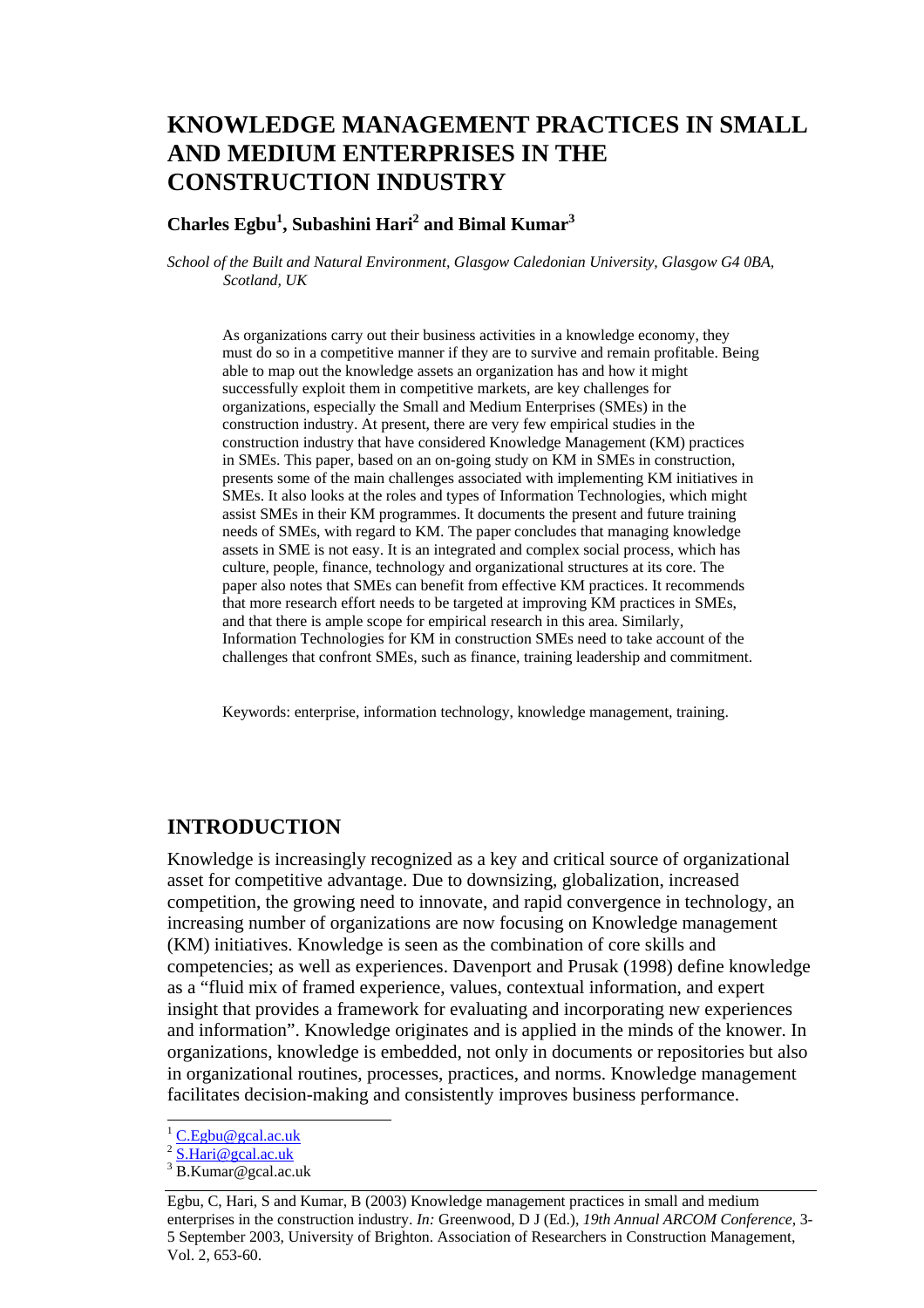# KNOWLEDGE MANAGEMENT PRACTICES IN SMALL AND MEDIUM ENTERPRISES IN THE CONSTRUCTION INDUSTRY

**Charles Egbu[1], Subashini Hari[2] and Bimal Kumar[3]**

*School of the Built and Natural Environment, Glasgow Caledonian University, Glasgow G4 0BA, Scotland, UK*

As organizations carry out their business activities in a knowledge economy, they must do so in a competitive manner if they are to survive and remain profitable. Being able to map out the knowledge assets an organization has and how it might successfully exploit them in competitive markets, are key challenges for organizations, especially the Small and Medium Enterprises (SMEs) in the construction industry. At present, there are very few empirical studies in the construction industry that have considered Knowledge Management (KM) practices in SMEs. This paper, based on an on-going study on KM in SMEs in construction, presents some of the main challenges associated with implementing KM initiatives in SMEs. It also looks at the roles and types of Information Technologies, which might assist SMEs in their KM programmes. It documents the present and future training needs of SMEs, with regard to KM. The paper concludes that managing knowledge assets in SME is not easy. It is an integrated and complex social process, which has culture, people, finance, technology and organizational structures at its core. The paper also notes that SMEs can benefit from effective KM practices. It recommends that more research effort needs to be targeted at improving KM practices in SMEs, and that there is ample scope for empirical research in this area. Similarly, Information Technologies for KM in construction SMEs need to take account of the challenges that confront SMEs, such as finance, training leadership and commitment.

Keywords: enterprise, information technology, knowledge management, training.

## INTRODUCTION

Knowledge is increasingly recognized as a key and critical source of organizational asset for competitive advantage. Due to downsizing, globalization, increased competition, the growing need to innovate, and rapid convergence in technology, an increasing number of organizations are now focusing on Knowledge management (KM) initiatives. Knowledge is seen as the combination of core skills and competencies; as well as experiences. Davenport and Prusak (1998) define knowledge as a "fluid mix of framed experience, values, contextual information, and expert insight that provides a framework for evaluating and incorporating new experiences and information". Knowledge originates and is applied in the minds of the knower. In organizations, knowledge is embedded, not only in documents or repositories but also in organizational routines, processes, practices, and norms. Knowledge management facilitates decision-making and consistently improves business performance.

[1] C.Egbu@gcal.ac.uk

[2] S.Hari@gcal.ac.uk

[3] B.Kumar@gcal.ac.uk

Egbu, C, Hari, S and Kumar, B (2003) Knowledge management practices in small and medium enterprises in the construction industry. *In:* Greenwood, D J (Ed.), *19th Annual ARCOM Conference*, 3-5 September 2003, University of Brighton. Association of Researchers in Construction Management, Vol. 2, 653-60.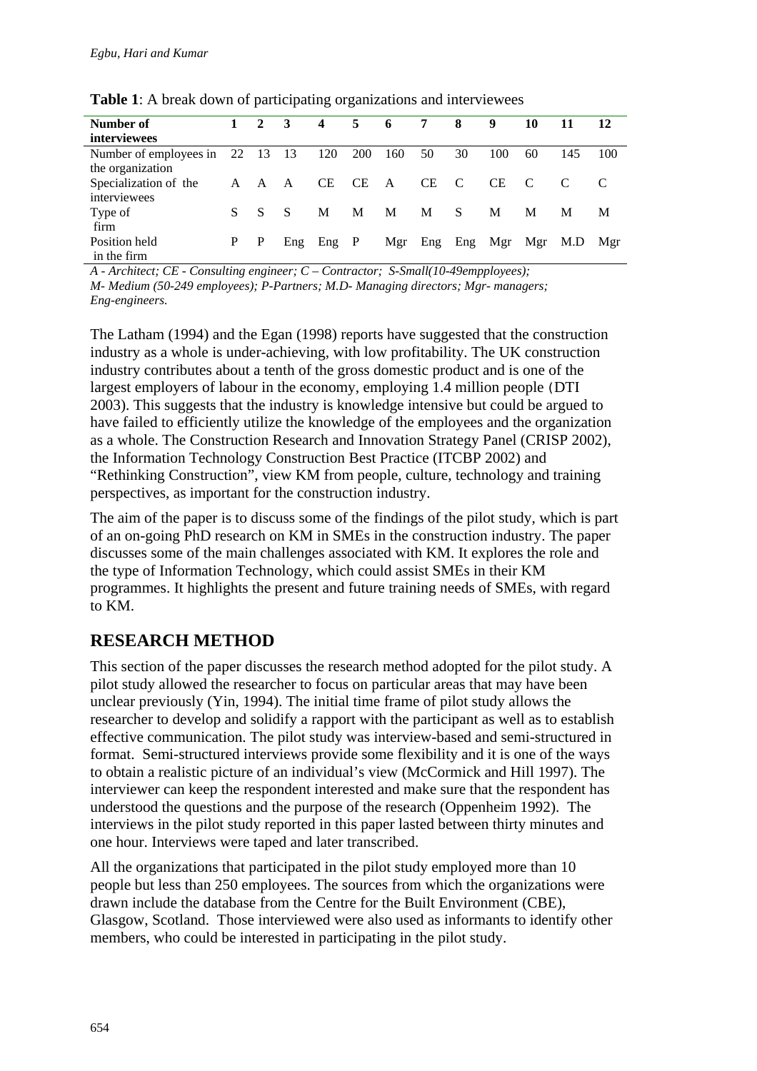**Table 1**: A break down of participating organizations and interviewees

| Number of interviewees | 1 | 2 | 3 | 4 | 5 | 6 | 7 | 8 | 9 | 10 | 11 | 12 |
|---|---|---|---|---|---|---|---|---|---|---|---|---|
| Number of employees in the organization | 22 | 13 | 13 | 120 | 200 | 160 | 50 | 30 | 100 | 60 | 145 | 100 |
| Specialization of the interviewees | A | A | A | CE | CE | A | CE | C | CE | C | C | C |
| Type of firm | S | S | S | M | M | M | M | S | M | M | M | M |
| Position held in the firm | P | P | Eng | Eng | P | Mgr | Eng | Eng | Mgr | Mgr | M.D | Mgr |

*A - Architect; CE - Consulting engineer; C – Contractor; S-Small(10-49empployees); M- Medium (50-249 employees); P-Partners; M.D- Managing directors; Mgr- managers; Eng-engineers.*

The Latham (1994) and the Egan (1998) reports have suggested that the construction industry as a whole is under-achieving, with low profitability. The UK construction industry contributes about a tenth of the gross domestic product and is one of the largest employers of labour in the economy, employing 1.4 million people (DTI 2003). This suggests that the industry is knowledge intensive but could be argued to have failed to efficiently utilize the knowledge of the employees and the organization as a whole. The Construction Research and Innovation Strategy Panel (CRISP 2002), the Information Technology Construction Best Practice (ITCBP 2002) and "Rethinking Construction", view KM from people, culture, technology and training perspectives, as important for the construction industry.

The aim of the paper is to discuss some of the findings of the pilot study, which is part of an on-going PhD research on KM in SMEs in the construction industry. The paper discusses some of the main challenges associated with KM. It explores the role and the type of Information Technology, which could assist SMEs in their KM programmes. It highlights the present and future training needs of SMEs, with regard to KM.

## RESEARCH METHOD

This section of the paper discusses the research method adopted for the pilot study. A pilot study allowed the researcher to focus on particular areas that may have been unclear previously (Yin, 1994). The initial time frame of pilot study allows the researcher to develop and solidify a rapport with the participant as well as to establish effective communication. The pilot study was interview-based and semi-structured in format. Semi-structured interviews provide some flexibility and it is one of the ways to obtain a realistic picture of an individual's view (McCormick and Hill 1997). The interviewer can keep the respondent interested and make sure that the respondent has understood the questions and the purpose of the research (Oppenheim 1992). The interviews in the pilot study reported in this paper lasted between thirty minutes and one hour. Interviews were taped and later transcribed.

All the organizations that participated in the pilot study employed more than 10 people but less than 250 employees. The sources from which the organizations were drawn include the database from the Centre for the Built Environment (CBE), Glasgow, Scotland. Those interviewed were also used as informants to identify other members, who could be interested in participating in the pilot study.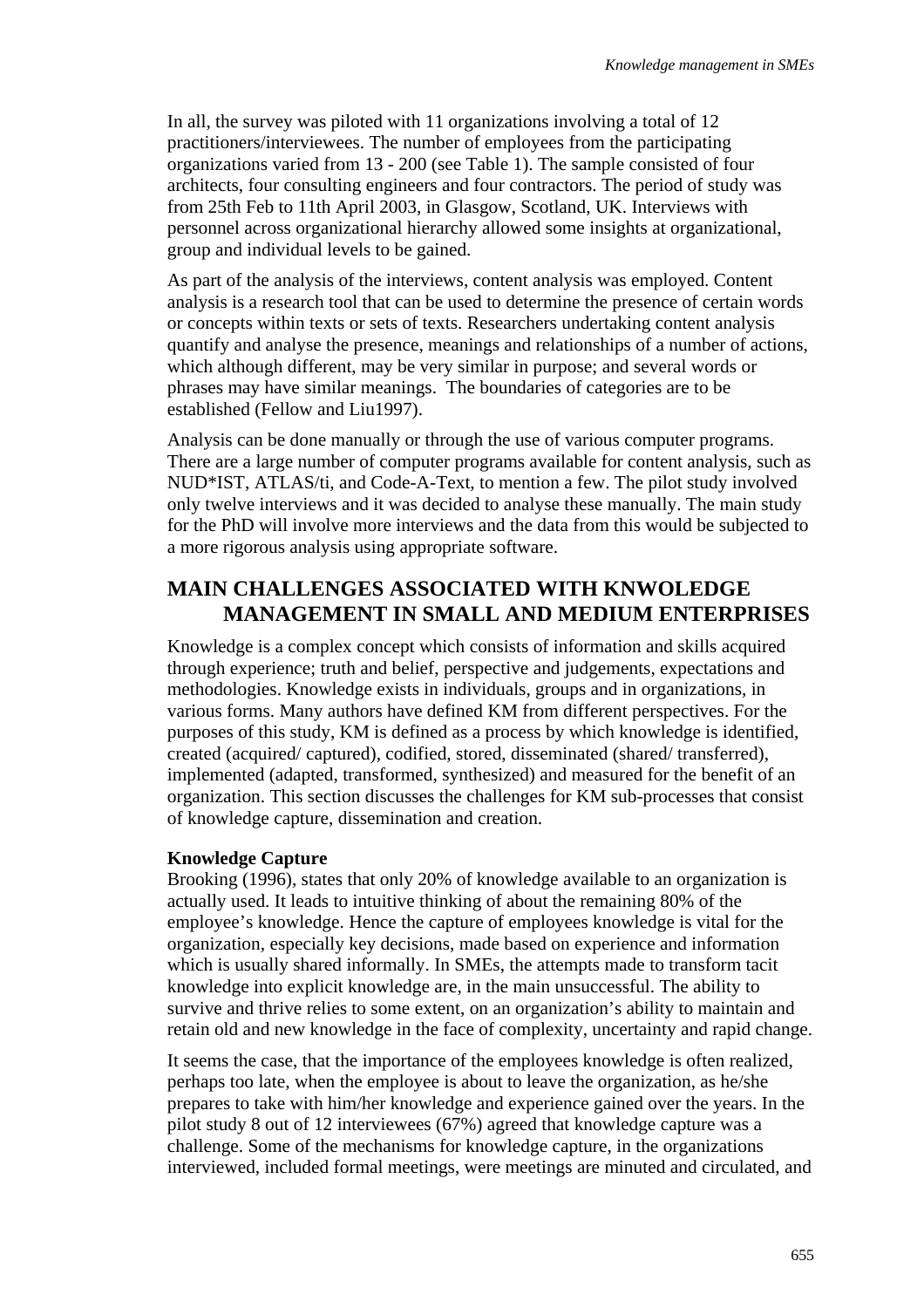In all, the survey was piloted with 11 organizations involving a total of 12 practitioners/interviewees. The number of employees from the participating organizations varied from 13 - 200 (see Table 1). The sample consisted of four architects, four consulting engineers and four contractors. The period of study was from 25th Feb to 11th April 2003, in Glasgow, Scotland, UK. Interviews with personnel across organizational hierarchy allowed some insights at organizational, group and individual levels to be gained.

As part of the analysis of the interviews, content analysis was employed. Content analysis is a research tool that can be used to determine the presence of certain words or concepts within texts or sets of texts. Researchers undertaking content analysis quantify and analyse the presence, meanings and relationships of a number of actions, which although different, may be very similar in purpose; and several words or phrases may have similar meanings. The boundaries of categories are to be established (Fellow and Liu1997).

Analysis can be done manually or through the use of various computer programs. There are a large number of computer programs available for content analysis, such as NUD*IST, ATLAS/ti, and Code-A-Text, to mention a few. The pilot study involved only twelve interviews and it was decided to analyse these manually. The main study for the PhD will involve more interviews and the data from this would be subjected to a more rigorous analysis using appropriate software.

## MAIN CHALLENGES ASSOCIATED WITH KNWOLEDGE MANAGEMENT IN SMALL AND MEDIUM ENTERPRISES

Knowledge is a complex concept which consists of information and skills acquired through experience; truth and belief, perspective and judgements, expectations and methodologies. Knowledge exists in individuals, groups and in organizations, in various forms. Many authors have defined KM from different perspectives. For the purposes of this study, KM is defined as a process by which knowledge is identified, created (acquired/ captured), codified, stored, disseminated (shared/ transferred), implemented (adapted, transformed, synthesized) and measured for the benefit of an organization. This section discusses the challenges for KM sub-processes that consist of knowledge capture, dissemination and creation.

### Knowledge Capture

Brooking (1996), states that only 20% of knowledge available to an organization is actually used. It leads to intuitive thinking of about the remaining 80% of the employee's knowledge. Hence the capture of employees knowledge is vital for the organization, especially key decisions, made based on experience and information which is usually shared informally. In SMEs, the attempts made to transform tacit knowledge into explicit knowledge are, in the main unsuccessful. The ability to survive and thrive relies to some extent, on an organization's ability to maintain and retain old and new knowledge in the face of complexity, uncertainty and rapid change.

It seems the case, that the importance of the employees knowledge is often realized, perhaps too late, when the employee is about to leave the organization, as he/she prepares to take with him/her knowledge and experience gained over the years. In the pilot study 8 out of 12 interviewees (67%) agreed that knowledge capture was a challenge. Some of the mechanisms for knowledge capture, in the organizations interviewed, included formal meetings, were meetings are minuted and circulated, and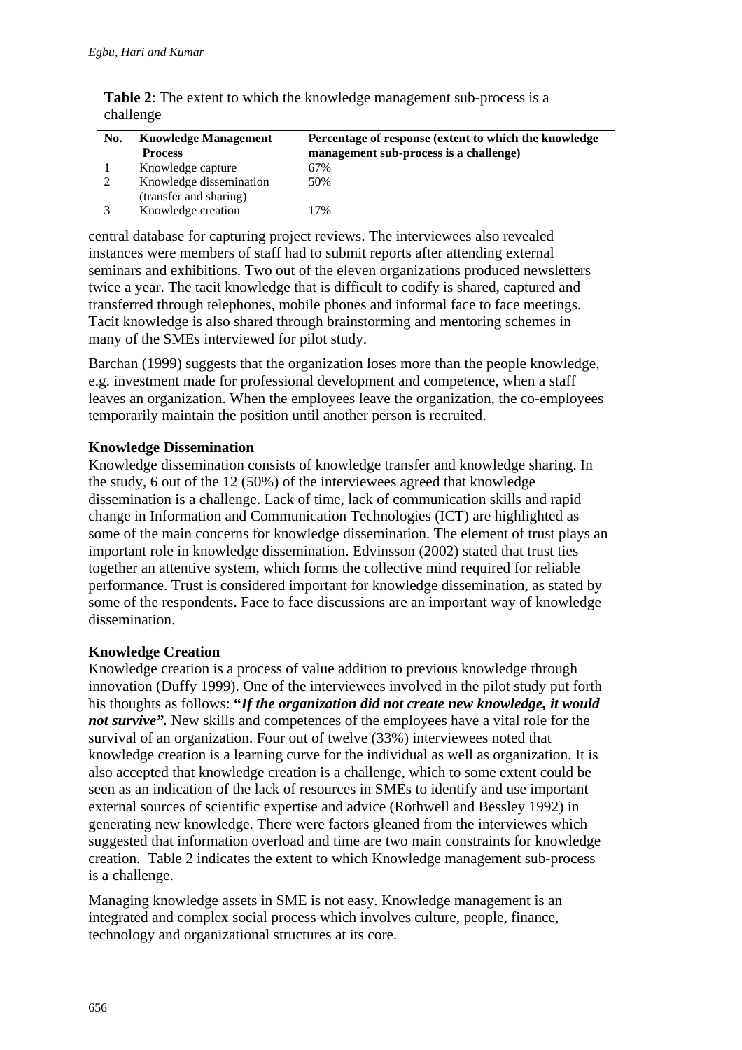**Table 2**: The extent to which the knowledge management sub-process is a challenge

| No. | Knowledge Management Process | Percentage of response (extent to which the knowledge management sub-process is a challenge) |
|---|---|---|
| 1 | Knowledge capture | 67% |
| 2 | Knowledge dissemination (transfer and sharing) | 50% |
| 3 | Knowledge creation | 17% |

central database for capturing project reviews. The interviewees also revealed instances were members of staff had to submit reports after attending external seminars and exhibitions. Two out of the eleven organizations produced newsletters twice a year. The tacit knowledge that is difficult to codify is shared, captured and transferred through telephones, mobile phones and informal face to face meetings. Tacit knowledge is also shared through brainstorming and mentoring schemes in many of the SMEs interviewed for pilot study.

Barchan (1999) suggests that the organization loses more than the people knowledge, e.g. investment made for professional development and competence, when a staff leaves an organization. When the employees leave the organization, the co-employees temporarily maintain the position until another person is recruited.

**Knowledge Dissemination**

Knowledge dissemination consists of knowledge transfer and knowledge sharing. In the study, 6 out of the 12 (50%) of the interviewees agreed that knowledge dissemination is a challenge. Lack of time, lack of communication skills and rapid change in Information and Communication Technologies (ICT) are highlighted as some of the main concerns for knowledge dissemination. The element of trust plays an important role in knowledge dissemination. Edvinsson (2002) stated that trust ties together an attentive system, which forms the collective mind required for reliable performance. Trust is considered important for knowledge dissemination, as stated by some of the respondents. Face to face discussions are an important way of knowledge dissemination.

**Knowledge Creation**

Knowledge creation is a process of value addition to previous knowledge through innovation (Duffy 1999). One of the interviewees involved in the pilot study put forth his thoughts as follows: ***"If the organization did not create new knowledge, it would not survive".*** New skills and competences of the employees have a vital role for the survival of an organization. Four out of twelve (33%) interviewees noted that knowledge creation is a learning curve for the individual as well as organization. It is also accepted that knowledge creation is a challenge, which to some extent could be seen as an indication of the lack of resources in SMEs to identify and use important external sources of scientific expertise and advice (Rothwell and Bessley 1992) in generating new knowledge. There were factors gleaned from the interviewes which suggested that information overload and time are two main constraints for knowledge creation. Table 2 indicates the extent to which Knowledge management sub-process is a challenge.

Managing knowledge assets in SME is not easy. Knowledge management is an integrated and complex social process which involves culture, people, finance, technology and organizational structures at its core.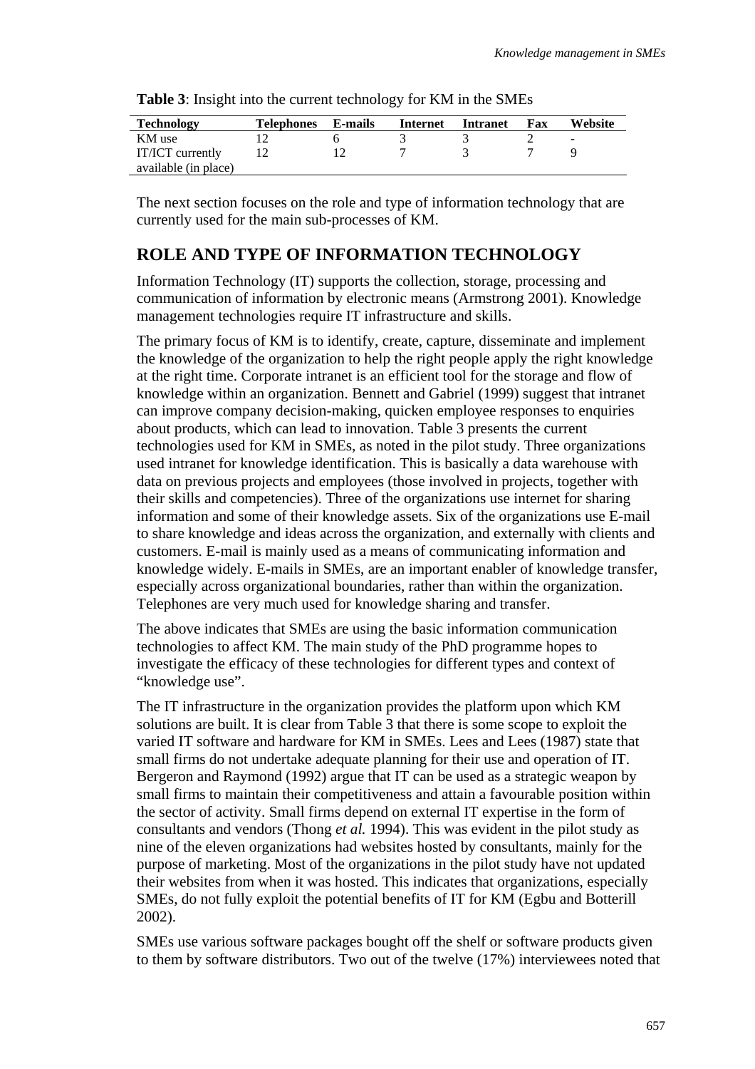**Table 3**: Insight into the current technology for KM in the SMEs

| Technology | Telephones | E-mails | Internet | Intranet | Fax | Website |
|---|---|---|---|---|---|---|
| KM use | 12 | 6 | 3 | 3 | 2 | - |
| IT/ICT currently available (in place) | 12 | 12 | 7 | 3 | 7 | 9 |

The next section focuses on the role and type of information technology that are currently used for the main sub-processes of KM.

## ROLE AND TYPE OF INFORMATION TECHNOLOGY

Information Technology (IT) supports the collection, storage, processing and communication of information by electronic means (Armstrong 2001). Knowledge management technologies require IT infrastructure and skills.

The primary focus of KM is to identify, create, capture, disseminate and implement the knowledge of the organization to help the right people apply the right knowledge at the right time. Corporate intranet is an efficient tool for the storage and flow of knowledge within an organization. Bennett and Gabriel (1999) suggest that intranet can improve company decision-making, quicken employee responses to enquiries about products, which can lead to innovation. Table 3 presents the current technologies used for KM in SMEs, as noted in the pilot study. Three organizations used intranet for knowledge identification. This is basically a data warehouse with data on previous projects and employees (those involved in projects, together with their skills and competencies). Three of the organizations use internet for sharing information and some of their knowledge assets. Six of the organizations use E-mail to share knowledge and ideas across the organization, and externally with clients and customers. E-mail is mainly used as a means of communicating information and knowledge widely. E-mails in SMEs, are an important enabler of knowledge transfer, especially across organizational boundaries, rather than within the organization. Telephones are very much used for knowledge sharing and transfer.

The above indicates that SMEs are using the basic information communication technologies to affect KM. The main study of the PhD programme hopes to investigate the efficacy of these technologies for different types and context of "knowledge use".

The IT infrastructure in the organization provides the platform upon which KM solutions are built. It is clear from Table 3 that there is some scope to exploit the varied IT software and hardware for KM in SMEs. Lees and Lees (1987) state that small firms do not undertake adequate planning for their use and operation of IT. Bergeron and Raymond (1992) argue that IT can be used as a strategic weapon by small firms to maintain their competitiveness and attain a favourable position within the sector of activity. Small firms depend on external IT expertise in the form of consultants and vendors (Thong *et al.* 1994). This was evident in the pilot study as nine of the eleven organizations had websites hosted by consultants, mainly for the purpose of marketing. Most of the organizations in the pilot study have not updated their websites from when it was hosted. This indicates that organizations, especially SMEs, do not fully exploit the potential benefits of IT for KM (Egbu and Botterill 2002).

SMEs use various software packages bought off the shelf or software products given to them by software distributors. Two out of the twelve (17%) interviewees noted that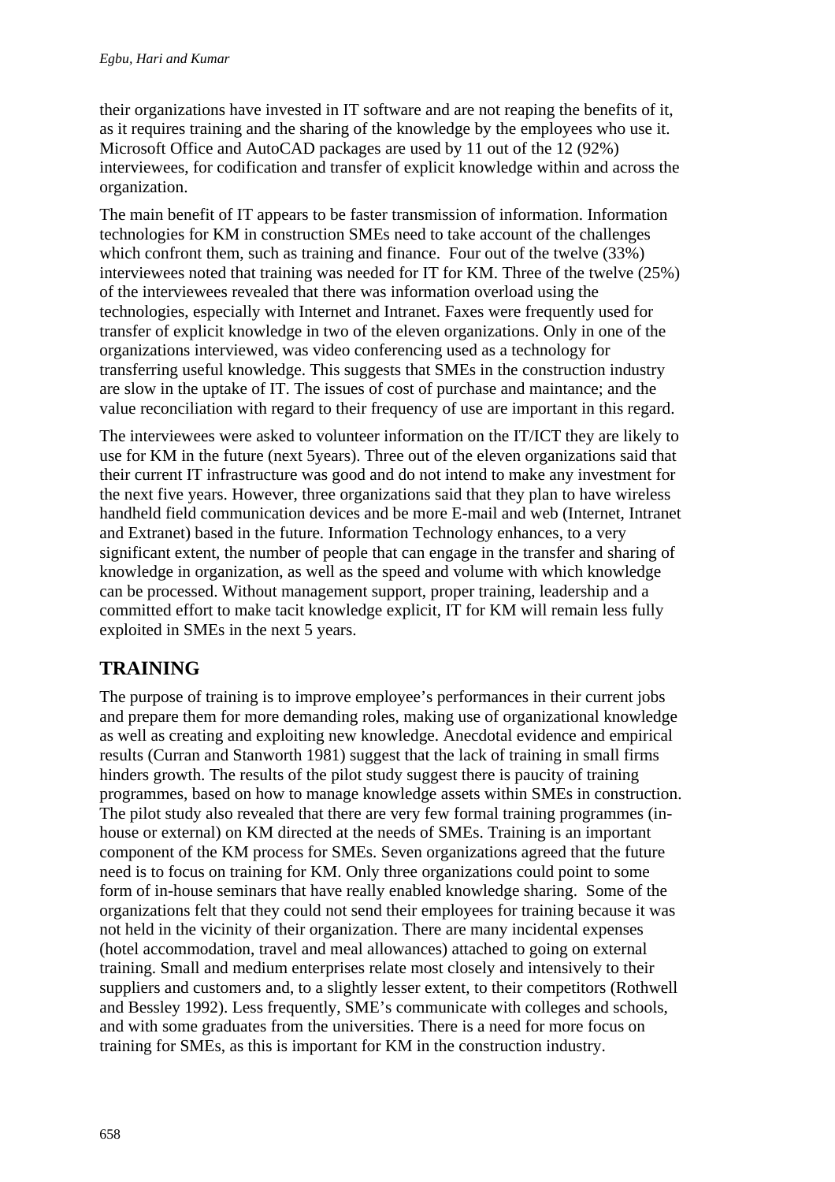their organizations have invested in IT software and are not reaping the benefits of it, as it requires training and the sharing of the knowledge by the employees who use it. Microsoft Office and AutoCAD packages are used by 11 out of the 12 (92%) interviewees, for codification and transfer of explicit knowledge within and across the organization.

The main benefit of IT appears to be faster transmission of information. Information technologies for KM in construction SMEs need to take account of the challenges which confront them, such as training and finance. Four out of the twelve (33%) interviewees noted that training was needed for IT for KM. Three of the twelve (25%) of the interviewees revealed that there was information overload using the technologies, especially with Internet and Intranet. Faxes were frequently used for transfer of explicit knowledge in two of the eleven organizations. Only in one of the organizations interviewed, was video conferencing used as a technology for transferring useful knowledge. This suggests that SMEs in the construction industry are slow in the uptake of IT. The issues of cost of purchase and maintance; and the value reconciliation with regard to their frequency of use are important in this regard.

The interviewees were asked to volunteer information on the IT/ICT they are likely to use for KM in the future (next 5years). Three out of the eleven organizations said that their current IT infrastructure was good and do not intend to make any investment for the next five years. However, three organizations said that they plan to have wireless handheld field communication devices and be more E-mail and web (Internet, Intranet and Extranet) based in the future. Information Technology enhances, to a very significant extent, the number of people that can engage in the transfer and sharing of knowledge in organization, as well as the speed and volume with which knowledge can be processed. Without management support, proper training, leadership and a committed effort to make tacit knowledge explicit, IT for KM will remain less fully exploited in SMEs in the next 5 years.

## TRAINING

The purpose of training is to improve employee's performances in their current jobs and prepare them for more demanding roles, making use of organizational knowledge as well as creating and exploiting new knowledge. Anecdotal evidence and empirical results (Curran and Stanworth 1981) suggest that the lack of training in small firms hinders growth. The results of the pilot study suggest there is paucity of training programmes, based on how to manage knowledge assets within SMEs in construction. The pilot study also revealed that there are very few formal training programmes (in-house or external) on KM directed at the needs of SMEs. Training is an important component of the KM process for SMEs. Seven organizations agreed that the future need is to focus on training for KM. Only three organizations could point to some form of in-house seminars that have really enabled knowledge sharing. Some of the organizations felt that they could not send their employees for training because it was not held in the vicinity of their organization. There are many incidental expenses (hotel accommodation, travel and meal allowances) attached to going on external training. Small and medium enterprises relate most closely and intensively to their suppliers and customers and, to a slightly lesser extent, to their competitors (Rothwell and Bessley 1992). Less frequently, SME's communicate with colleges and schools, and with some graduates from the universities. There is a need for more focus on training for SMEs, as this is important for KM in the construction industry.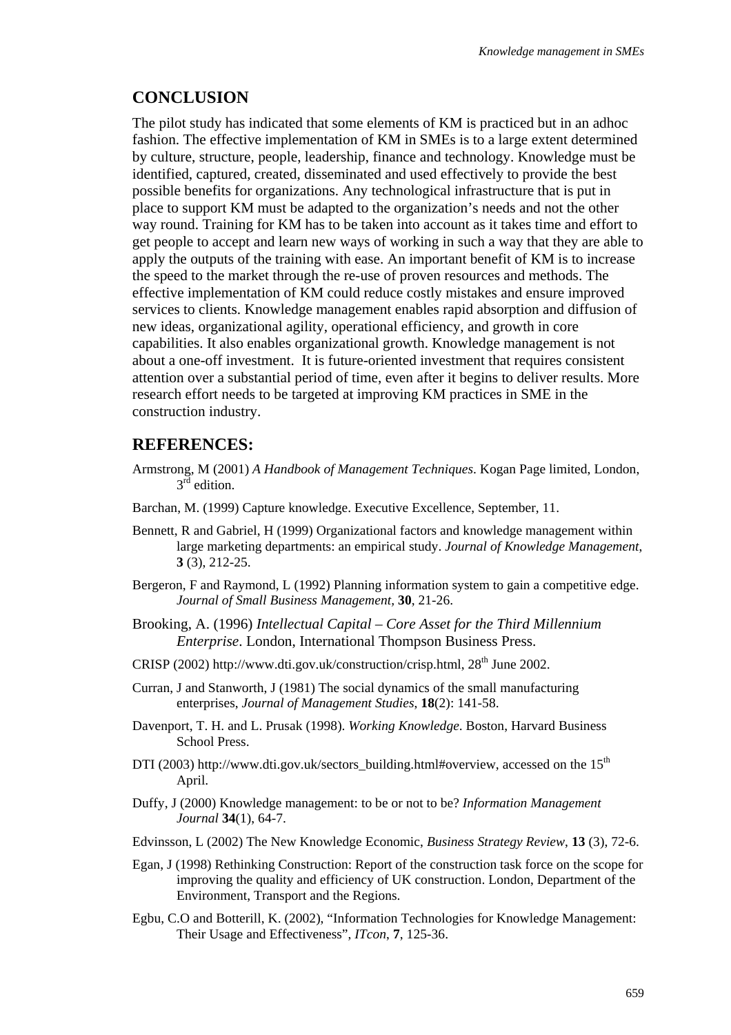## CONCLUSION

The pilot study has indicated that some elements of KM is practiced but in an adhoc fashion. The effective implementation of KM in SMEs is to a large extent determined by culture, structure, people, leadership, finance and technology. Knowledge must be identified, captured, created, disseminated and used effectively to provide the best possible benefits for organizations. Any technological infrastructure that is put in place to support KM must be adapted to the organization's needs and not the other way round. Training for KM has to be taken into account as it takes time and effort to get people to accept and learn new ways of working in such a way that they are able to apply the outputs of the training with ease. An important benefit of KM is to increase the speed to the market through the re-use of proven resources and methods. The effective implementation of KM could reduce costly mistakes and ensure improved services to clients. Knowledge management enables rapid absorption and diffusion of new ideas, organizational agility, operational efficiency, and growth in core capabilities. It also enables organizational growth. Knowledge management is not about a one-off investment. It is future-oriented investment that requires consistent attention over a substantial period of time, even after it begins to deliver results. More research effort needs to be targeted at improving KM practices in SME in the construction industry.

## REFERENCES:

Armstrong, M (2001) *A Handbook of Management Techniques*. Kogan Page limited, London, 3rd edition.

Barchan, M. (1999) Capture knowledge. Executive Excellence, September, 11.

Bennett, R and Gabriel, H (1999) Organizational factors and knowledge management within large marketing departments: an empirical study. *Journal of Knowledge Management*, **3** (3), 212-25.

Bergeron, F and Raymond, L (1992) Planning information system to gain a competitive edge. *Journal of Small Business Management*, **30**, 21-26.

Brooking, A. (1996) *Intellectual Capital – Core Asset for the Third Millennium Enterprise*. London, International Thompson Business Press.

CRISP (2002) http://www.dti.gov.uk/construction/crisp.html, 28th June 2002.

Curran, J and Stanworth, J (1981) The social dynamics of the small manufacturing enterprises, *Journal of Management Studies*, **18**(2): 141-58.

Davenport, T. H. and L. Prusak (1998). *Working Knowledge*. Boston, Harvard Business School Press.

DTI (2003) http://www.dti.gov.uk/sectors_building.html#overview, accessed on the 15th April.

Duffy, J (2000) Knowledge management: to be or not to be? *Information Management Journal* **34**(1), 64-7.

Edvinsson, L (2002) The New Knowledge Economic, *Business Strategy Review*, **13** (3), 72-6.

Egan, J (1998) Rethinking Construction: Report of the construction task force on the scope for improving the quality and efficiency of UK construction. London, Department of the Environment, Transport and the Regions.

Egbu, C.O and Botterill, K. (2002), "Information Technologies for Knowledge Management: Their Usage and Effectiveness", *ITcon*, **7**, 125-36.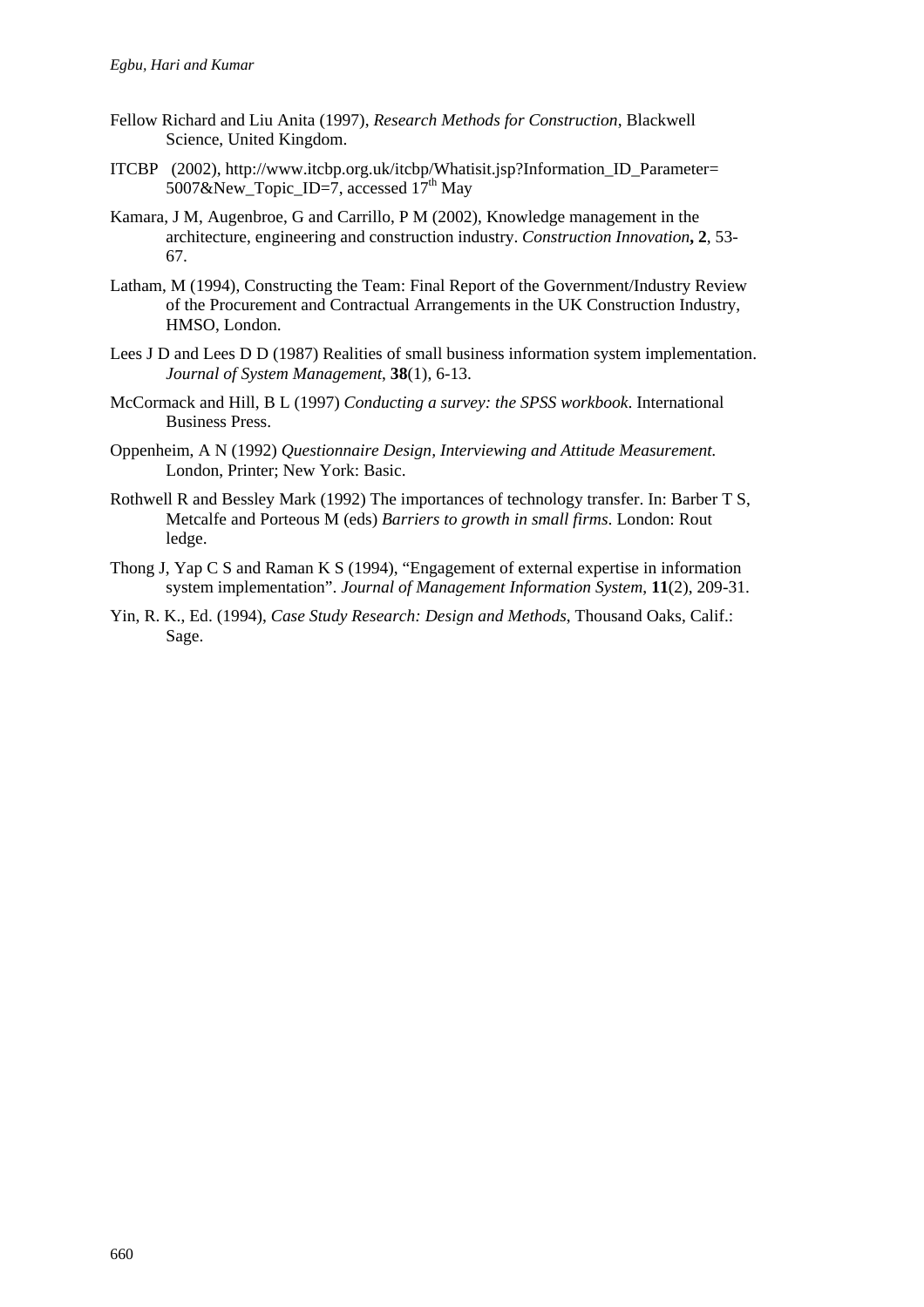Fellow Richard and Liu Anita (1997), *Research Methods for Construction*, Blackwell Science, United Kingdom.

ITCBP (2002), http://www.itcbp.org.uk/itcbp/Whatisit.jsp?Information_ID_Parameter=5007&New_Topic_ID=7, accessed 17th May

Kamara, J M, Augenbroe, G and Carrillo, P M (2002), Knowledge management in the architecture, engineering and construction industry. *Construction Innovation***, 2**, 53-67.

Latham, M (1994), Constructing the Team: Final Report of the Government/Industry Review of the Procurement and Contractual Arrangements in the UK Construction Industry, HMSO, London.

Lees J D and Lees D D (1987) Realities of small business information system implementation. *Journal of System Management*, **38**(1), 6-13.

McCormack and Hill, B L (1997) *Conducting a survey: the SPSS workbook*. International Business Press.

Oppenheim, A N (1992) *Questionnaire Design, Interviewing and Attitude Measurement.* London, Printer; New York: Basic.

Rothwell R and Bessley Mark (1992) The importances of technology transfer. In: Barber T S, Metcalfe and Porteous M (eds) *Barriers to growth in small firms*. London: Rout ledge.

Thong J, Yap C S and Raman K S (1994), "Engagement of external expertise in information system implementation". *Journal of Management Information System*, **11**(2), 209-31.

Yin, R. K., Ed. (1994), *Case Study Research: Design and Methods*, Thousand Oaks, Calif.: Sage.